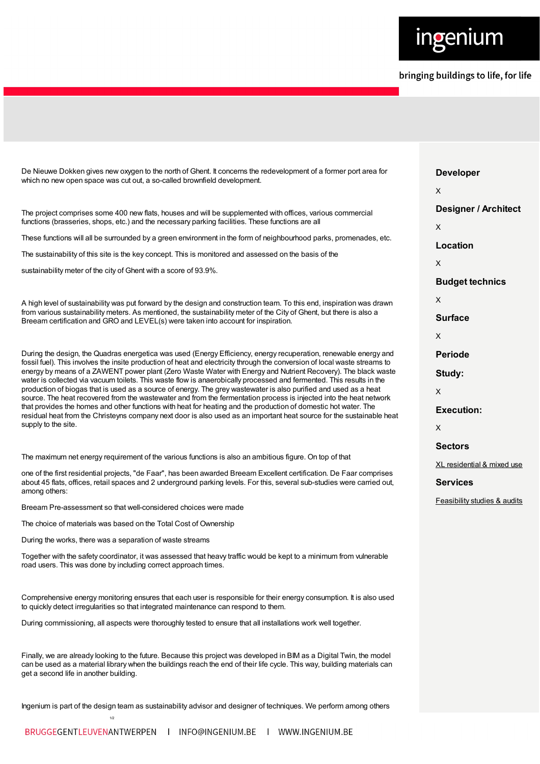De Nieuwe Dokken gives new oxygen to the north of Ghent. It concerns the redevelopment of a former port area for which no new open space was cut out, a so-called brownfield development.

The project comprises some 400 new flats, houses and will be supplemented with offices, various commercial functions (brasseries, shops, etc.) and the necessary parking facilities. These functions are all

These functions will all be surrounded by a green environment in the form of neighbourhood parks, promenades, etc.

The sustainability of this site is the key concept. This is monitored and assessed on the basis of the

sustainability meter of the city of Ghent with a score of 93.9%.

A high level of sustainability was put forward by the design and construction team. To this end, inspiration was drawn from various sustainability meters. As mentioned, the sustainability meter of the City of Ghent, but there is also a Breeam certification and GRO and LEVEL(s) were taken into account for inspiration.

During the design, the Quadras energetica was used (Energy Efficiency, energy recuperation, renewable energy and fossil fuel). This involves the insite production of heat and electricity through the conversion of local waste streams to energy by means of a ZAWENT power plant (Zero Waste Water with Energy and Nutrient Recovery). The black waste water is collected via vacuum toilets. This waste flow is anaerobically processed and fermented. This results in the production of biogas that is used as a source of energy. The grey wastewater is also purified and used as a heat source. The heat recovered from the wastewater and from the fermentation process is injected into the heat network that provides the homes and other functions with heat for heating and the production of domestic hot water. The residual heat from the Christeyns company next door is also used as an important heat source for the sustainable heat supply to the site.

The maximum net energy requirement of the various functions is also an ambitious figure. On top of that

one of the first residential projects, "de Faar", has been awarded Breeam Excellent certification. De Faar comprises about 45 flats, offices, retail spaces and 2 underground parking levels. For this, several sub-studies were carried out, among others:

Breeam Pre-assessment so that well-considered choices were made

The choice of materials was based on the Total Cost of Ownership

During the works, there was a separation of waste streams

Together with the safety coordinator, it was assessed that heavy traffic would be kept to a minimum from vulnerable road users. This was done by including correct approach times.

Comprehensive energy monitoring ensures that each user is responsible for their energy consumption. It is also used to quickly detect irregularities so that integrated maintenance can respond to them.

During commissioning, all aspects were thoroughly tested to ensure that all installations work well together.

Finally, we are already looking to the future. Because this project was developed in BIM as a Digital Twin, the model can be used as a material library when the buildings reach the end of their life cycle. This way, building materials can get a second life in another building.

Ingenium is part of the design team as sustainability advisor and designer of techniques. We perform among others

**Developer**

X

**Designer / Architect**

X

**Location**

X

**Budget technics**

X

**Surface**

X

**Periode**

**Study:**

X

**Execution:**

X

**Sectors**

XL residential & mixed use

**Services**

Feasibility studies & audits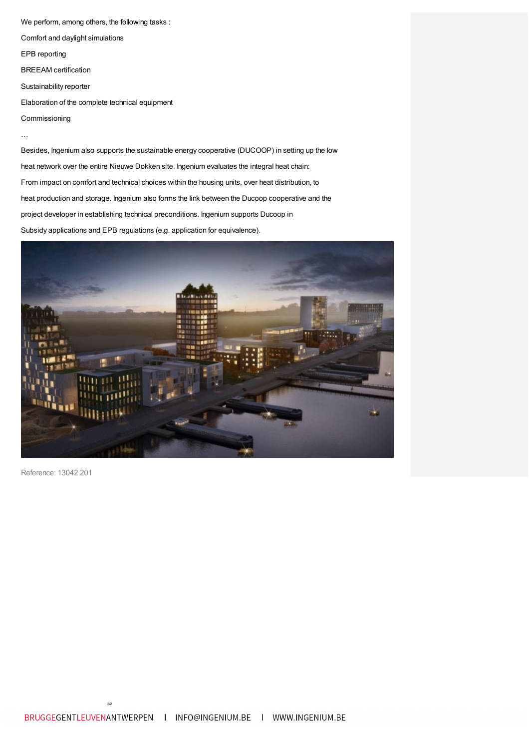We perform, among others, the following tasks :

Comfort and daylight simulations

EPB reporting

BREEAM certification

Sustainability reporter

Elaboration of the complete technical equipment

Commissioning

…

Besides, Ingenium also supports the sustainable energy cooperative (DUCOOP) in setting up the low heat network over the entire Nieuwe Dokken site. Ingenium evaluates the integral heat chain: From impact on comfort and technical choices within the housing units, over heat distribution, to heat production and storage. Ingenium also forms the link between the Ducoop cooperative and the project developer in establishing technical preconditions. Ingenium supports Ducoop in Subsidy applications and EPB regulations (e.g. application for equivalence).

Reference: 13042.201